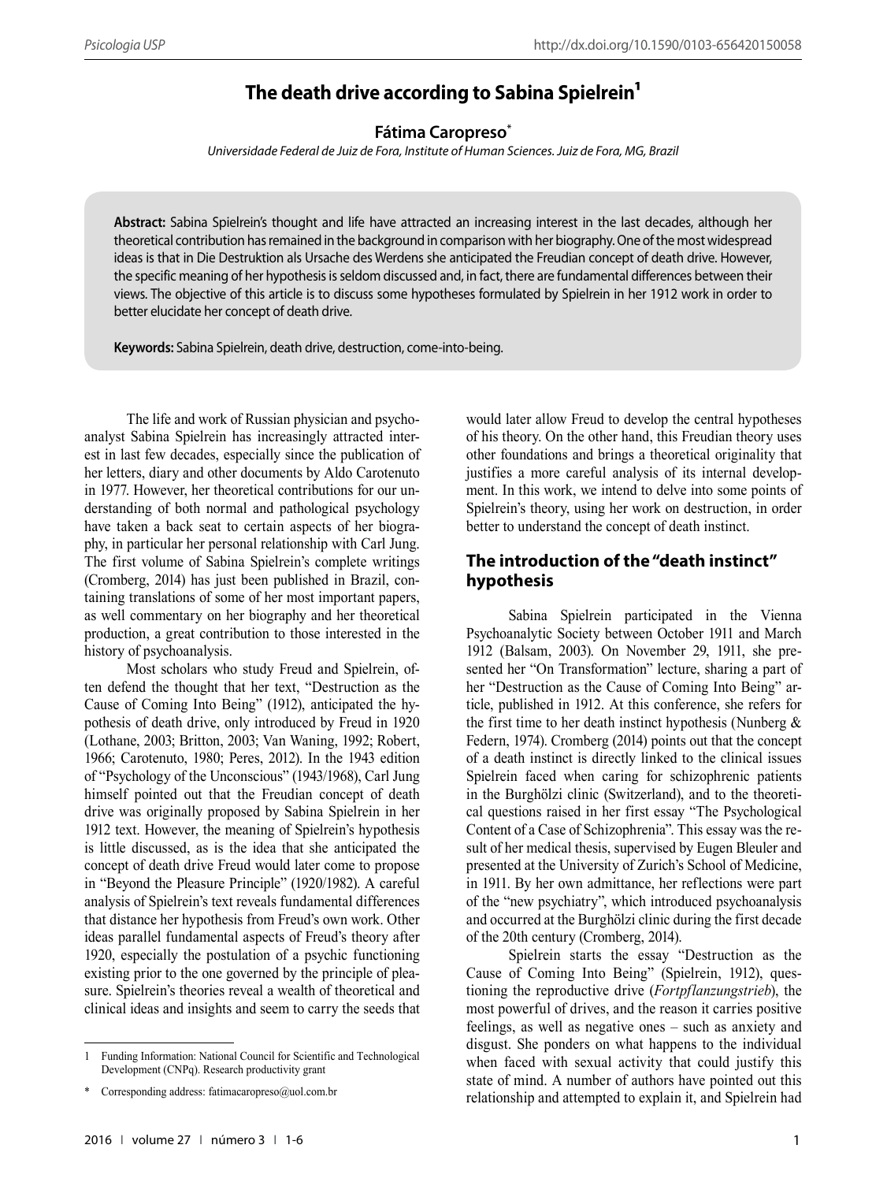# The death drive according to Sabina Spielrein[1]

**Fátima Caropreso**[*]

*Universidade Federal de Juiz de Fora, Institute of Human Sciences. Juiz de Fora, MG, Brazil*

**Abstract:** Sabina Spielrein's thought and life have attracted an increasing interest in the last decades, although her theoretical contribution has remained in the background in comparison with her biography. One of the most widespread ideas is that in Die Destruktion als Ursache des Werdens she anticipated the Freudian concept of death drive. However, the specific meaning of her hypothesis is seldom discussed and, in fact, there are fundamental differences between their views. The objective of this article is to discuss some hypotheses formulated by Spielrein in her 1912 work in order to better elucidate her concept of death drive.

**Keywords:** Sabina Spielrein, death drive, destruction, come-into-being.

The life and work of Russian physician and psychoanalyst Sabina Spielrein has increasingly attracted interest in last few decades, especially since the publication of her letters, diary and other documents by Aldo Carotenuto in 1977. However, her theoretical contributions for our understanding of both normal and pathological psychology have taken a back seat to certain aspects of her biography, in particular her personal relationship with Carl Jung. The first volume of Sabina Spielrein's complete writings (Cromberg, 2014) has just been published in Brazil, containing translations of some of her most important papers, as well commentary on her biography and her theoretical production, a great contribution to those interested in the history of psychoanalysis.

Most scholars who study Freud and Spielrein, often defend the thought that her text, "Destruction as the Cause of Coming Into Being" (1912), anticipated the hypothesis of death drive, only introduced by Freud in 1920 (Lothane, 2003; Britton, 2003; Van Waning, 1992; Robert, 1966; Carotenuto, 1980; Peres, 2012). In the 1943 edition of "Psychology of the Unconscious" (1943/1968), Carl Jung himself pointed out that the Freudian concept of death drive was originally proposed by Sabina Spielrein in her 1912 text. However, the meaning of Spielrein's hypothesis is little discussed, as is the idea that she anticipated the concept of death drive Freud would later come to propose in "Beyond the Pleasure Principle" (1920/1982). A careful analysis of Spielrein's text reveals fundamental differences that distance her hypothesis from Freud's own work. Other ideas parallel fundamental aspects of Freud's theory after 1920, especially the postulation of a psychic functioning existing prior to the one governed by the principle of pleasure. Spielrein's theories reveal a wealth of theoretical and clinical ideas and insights and seem to carry the seeds that would later allow Freud to develop the central hypotheses of his theory. On the other hand, this Freudian theory uses other foundations and brings a theoretical originality that justifies a more careful analysis of its internal development. In this work, we intend to delve into some points of Spielrein's theory, using her work on destruction, in order better to understand the concept of death instinct.

## The introduction of the "death instinct" hypothesis

Sabina Spielrein participated in the Vienna Psychoanalytic Society between October 1911 and March 1912 (Balsam, 2003). On November 29, 1911, she presented her "On Transformation" lecture, sharing a part of her "Destruction as the Cause of Coming Into Being" article, published in 1912. At this conference, she refers for the first time to her death instinct hypothesis (Nunberg & Federn, 1974). Cromberg (2014) points out that the concept of a death instinct is directly linked to the clinical issues Spielrein faced when caring for schizophrenic patients in the Burghölzi clinic (Switzerland), and to the theoretical questions raised in her first essay "The Psychological Content of a Case of Schizophrenia". This essay was the result of her medical thesis, supervised by Eugen Bleuler and presented at the University of Zurich's School of Medicine, in 1911. By her own admittance, her reflections were part of the "new psychiatry", which introduced psychoanalysis and occurred at the Burghölzi clinic during the first decade of the 20th century (Cromberg, 2014).

Spielrein starts the essay "Destruction as the Cause of Coming Into Being" (Spielrein, 1912), questioning the reproductive drive (*Fortpflanzungstrieb*), the most powerful of drives, and the reason it carries positive feelings, as well as negative ones – such as anxiety and disgust. She ponders on what happens to the individual when faced with sexual activity that could justify this state of mind. A number of authors have pointed out this relationship and attempted to explain it, and Spielrein had

---

1 Funding Information: National Council for Scientific and Technological Development (CNPq). Research productivity grant

\* Corresponding address: fatimacaropreso@uol.com.br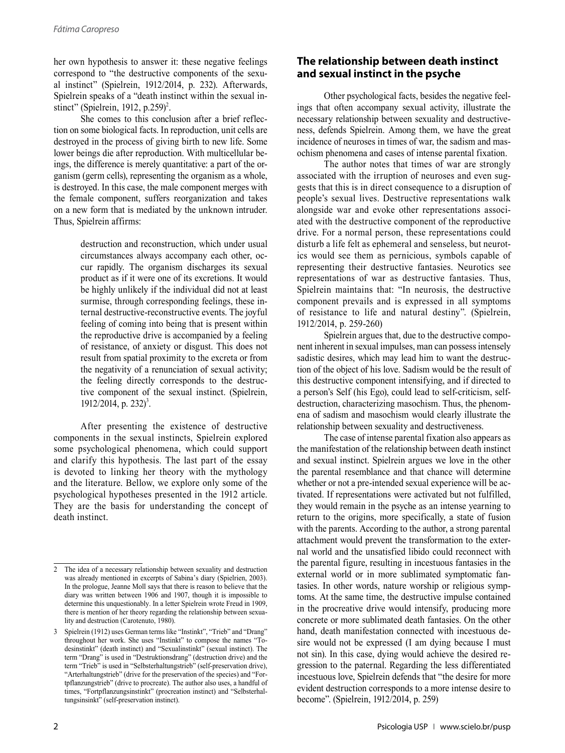her own hypothesis to answer it: these negative feelings correspond to "the destructive components of the sexual instinct" (Spielrein, 1912/2014, p. 232). Afterwards, Spielrein speaks of a "death instinct within the sexual instinct" (Spielrein, 1912, p.259)[2].

She comes to this conclusion after a brief reflection on some biological facts. In reproduction, unit cells are destroyed in the process of giving birth to new life. Some lower beings die after reproduction. With multicellular beings, the difference is merely quantitative: a part of the organism (germ cells), representing the organism as a whole, is destroyed. In this case, the male component merges with the female component, suffers reorganization and takes on a new form that is mediated by the unknown intruder. Thus, Spielrein affirms:

> destruction and reconstruction, which under usual circumstances always accompany each other, occur rapidly. The organism discharges its sexual product as if it were one of its excretions. It would be highly unlikely if the individual did not at least surmise, through corresponding feelings, these internal destructive-reconstructive events. The joyful feeling of coming into being that is present within the reproductive drive is accompanied by a feeling of resistance, of anxiety or disgust. This does not result from spatial proximity to the excreta or from the negativity of a renunciation of sexual activity; the feeling directly corresponds to the destructive component of the sexual instinct. (Spielrein, 1912/2014, p. 232)[3].

After presenting the existence of destructive components in the sexual instincts, Spielrein explored some psychological phenomena, which could support and clarify this hypothesis. The last part of the essay is devoted to linking her theory with the mythology and the literature. Bellow, we explore only some of the psychological hypotheses presented in the 1912 article. They are the basis for understanding the concept of death instinct.

## The relationship between death instinct and sexual instinct in the psyche

Other psychological facts, besides the negative feelings that often accompany sexual activity, illustrate the necessary relationship between sexuality and destructiveness, defends Spielrein. Among them, we have the great incidence of neuroses in times of war, the sadism and masochism phenomena and cases of intense parental fixation.

The author notes that times of war are strongly associated with the irruption of neuroses and even suggests that this is in direct consequence to a disruption of people's sexual lives. Destructive representations walk alongside war and evoke other representations associated with the destructive component of the reproductive drive. For a normal person, these representations could disturb a life felt as ephemeral and senseless, but neurotics would see them as pernicious, symbols capable of representing their destructive fantasies. Neurotics see representations of war as destructive fantasies. Thus, Spielrein maintains that: "In neurosis, the destructive component prevails and is expressed in all symptoms of resistance to life and natural destiny". (Spielrein, 1912/2014, p. 259-260)

Spielrein argues that, due to the destructive component inherent in sexual impulses, man can possess intensely sadistic desires, which may lead him to want the destruction of the object of his love. Sadism would be the result of this destructive component intensifying, and if directed to a person's Self (his Ego), could lead to self-criticism, self-destruction, characterizing masochism. Thus, the phenomena of sadism and masochism would clearly illustrate the relationship between sexuality and destructiveness.

The case of intense parental fixation also appears as the manifestation of the relationship between death instinct and sexual instinct. Spielrein argues we love in the other the parental resemblance and that chance will determine whether or not a pre-intended sexual experience will be activated. If representations were activated but not fulfilled, they would remain in the psyche as an intense yearning to return to the origins, more specifically, a state of fusion with the parents. According to the author, a strong parental attachment would prevent the transformation to the external world and the unsatisfied libido could reconnect with the parental figure, resulting in incestuous fantasies in the external world or in more sublimated symptomatic fantasies. In other words, nature worship or religious symptoms. At the same time, the destructive impulse contained in the procreative drive would intensify, producing more concrete or more sublimated death fantasies. On the other hand, death manifestation connected with incestuous desire would not be expressed (I am dying because I must not sin). In this case, dying would achieve the desired regression to the paternal. Regarding the less differentiated incestuous love, Spielrein defends that "the desire for more evident destruction corresponds to a more intense desire to become". (Spielrein, 1912/2014, p. 259)

---

[2] The idea of a necessary relationship between sexuality and destruction was already mentioned in excerpts of Sabina's diary (Spielrien, 2003). In the prologue, Jeanne Moll says that there is reason to believe that the diary was written between 1906 and 1907, though it is impossible to determine this unquestionably. In a letter Spielrein wrote Freud in 1909, there is mention of her theory regarding the relationship between sexuality and destruction (Carotenuto, 1980).

[3] Spielrein (1912) uses German terms like "Instinkt", "Trieb" and "Drang" throughout her work. She uses "Instinkt" to compose the names "Todesinstinkt" (death instinct) and "Sexualinstinkt" (sexual instinct). The term "Drang" is used in "Destruktionsdrang" (destruction drive) and the term "Trieb" is used in "Selbsterhaltungstrieb" (self-preservation drive), "Arterhaltungstrieb" (drive for the preservation of the species) and "Fortpflanzungstrieb" (drive to procreate). The author also uses, a handful of times, "Fortpflanzungsinstinkt" (procreation instinct) and "Selbsterhaltungsinsinkt" (self-preservation instinct).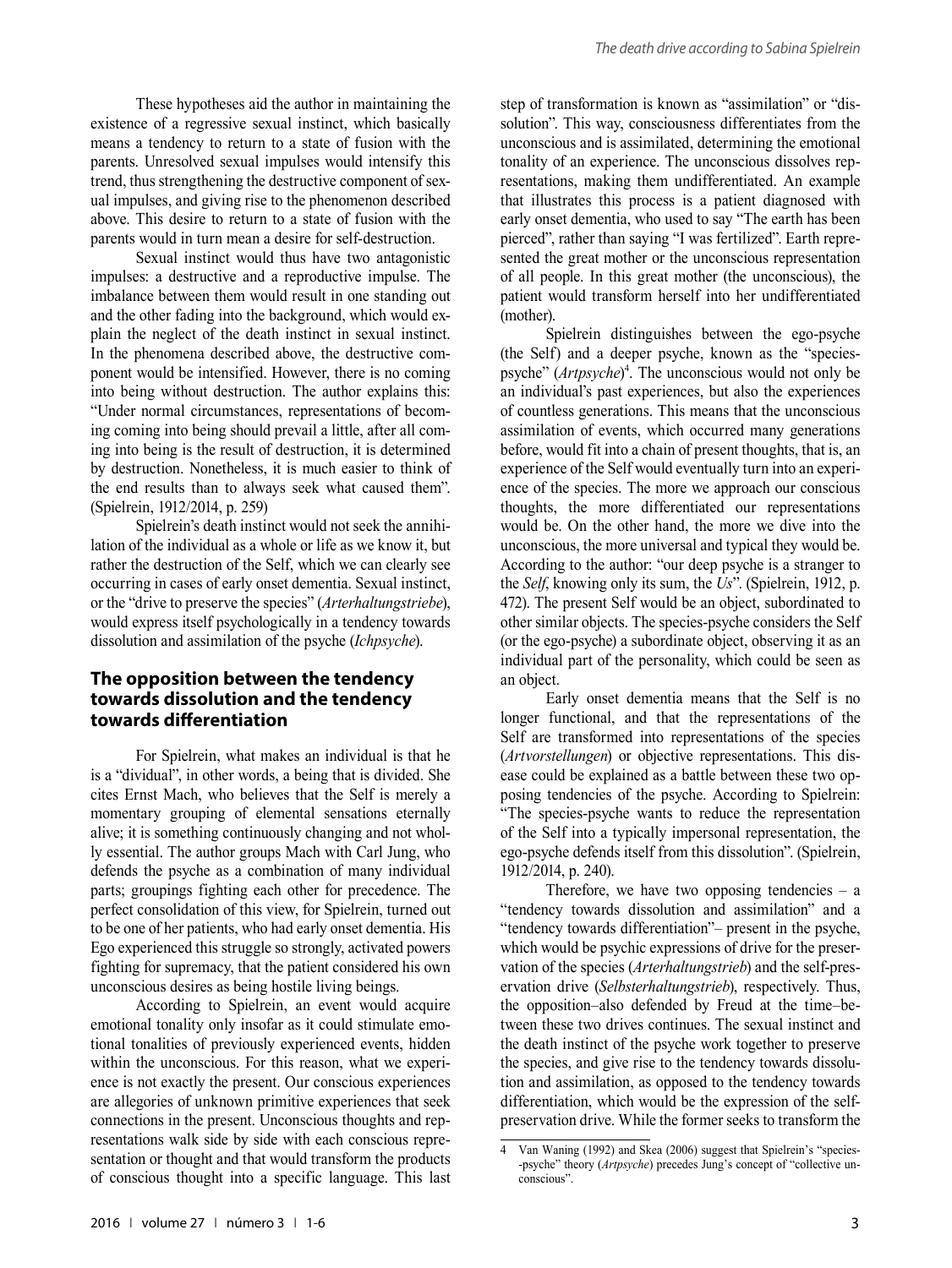These hypotheses aid the author in maintaining the existence of a regressive sexual instinct, which basically means a tendency to return to a state of fusion with the parents. Unresolved sexual impulses would intensify this trend, thus strengthening the destructive component of sexual impulses, and giving rise to the phenomenon described above. This desire to return to a state of fusion with the parents would in turn mean a desire for self-destruction.

Sexual instinct would thus have two antagonistic impulses: a destructive and a reproductive impulse. The imbalance between them would result in one standing out and the other fading into the background, which would explain the neglect of the death instinct in sexual instinct. In the phenomena described above, the destructive component would be intensified. However, there is no coming into being without destruction. The author explains this: "Under normal circumstances, representations of becoming coming into being should prevail a little, after all coming into being is the result of destruction, it is determined by destruction. Nonetheless, it is much easier to think of the end results than to always seek what caused them". (Spielrein, 1912/2014, p. 259)

Spielrein's death instinct would not seek the annihilation of the individual as a whole or life as we know it, but rather the destruction of the Self, which we can clearly see occurring in cases of early onset dementia. Sexual instinct, or the "drive to preserve the species" (*Arterhaltungstriebe*), would express itself psychologically in a tendency towards dissolution and assimilation of the psyche (*Ichpsyche*).

## The opposition between the tendency towards dissolution and the tendency towards differentiation

For Spielrein, what makes an individual is that he is a "dividual", in other words, a being that is divided. She cites Ernst Mach, who believes that the Self is merely a momentary grouping of elemental sensations eternally alive; it is something continuously changing and not wholly essential. The author groups Mach with Carl Jung, who defends the psyche as a combination of many individual parts; groupings fighting each other for precedence. The perfect consolidation of this view, for Spielrein, turned out to be one of her patients, who had early onset dementia. His Ego experienced this struggle so strongly, activated powers fighting for supremacy, that the patient considered his own unconscious desires as being hostile living beings.

According to Spielrein, an event would acquire emotional tonality only insofar as it could stimulate emotional tonalities of previously experienced events, hidden within the unconscious. For this reason, what we experience is not exactly the present. Our conscious experiences are allegories of unknown primitive experiences that seek connections in the present. Unconscious thoughts and representations walk side by side with each conscious representation or thought and that would transform the products of conscious thought into a specific language. This last step of transformation is known as "assimilation" or "dissolution". This way, consciousness differentiates from the unconscious and is assimilated, determining the emotional tonality of an experience. The unconscious dissolves representations, making them undifferentiated. An example that illustrates this process is a patient diagnosed with early onset dementia, who used to say "The earth has been pierced", rather than saying "I was fertilized". Earth represented the great mother or the unconscious representation of all people. In this great mother (the unconscious), the patient would transform herself into her undifferentiated (mother).

Spielrein distinguishes between the ego-psyche (the Self) and a deeper psyche, known as the "species-psyche" (*Artpsyche*)[4]. The unconscious would not only be an individual's past experiences, but also the experiences of countless generations. This means that the unconscious assimilation of events, which occurred many generations before, would fit into a chain of present thoughts, that is, an experience of the Self would eventually turn into an experience of the species. The more we approach our conscious thoughts, the more differentiated our representations would be. On the other hand, the more we dive into the unconscious, the more universal and typical they would be. According to the author: "our deep psyche is a stranger to the *Self*, knowing only its sum, the *Us*". (Spielrein, 1912, p. 472). The present Self would be an object, subordinated to other similar objects. The species-psyche considers the Self (or the ego-psyche) a subordinate object, observing it as an individual part of the personality, which could be seen as an object.

Early onset dementia means that the Self is no longer functional, and that the representations of the Self are transformed into representations of the species (*Artvorstellungen*) or objective representations. This disease could be explained as a battle between these two opposing tendencies of the psyche. According to Spielrein: "The species-psyche wants to reduce the representation of the Self into a typically impersonal representation, the ego-psyche defends itself from this dissolution". (Spielrein, 1912/2014, p. 240).

Therefore, we have two opposing tendencies – a "tendency towards dissolution and assimilation" and a "tendency towards differentiation"– present in the psyche, which would be psychic expressions of drive for the preservation of the species (*Arterhaltungstrieb*) and the self-preservation drive (*Selbsterhaltungstrieb*), respectively. Thus, the opposition–also defended by Freud at the time–between these two drives continues. The sexual instinct and the death instinct of the psyche work together to preserve the species, and give rise to the tendency towards dissolution and assimilation, as opposed to the tendency towards differentiation, which would be the expression of the self-preservation drive. While the former seeks to transform the

[4] Van Waning (1992) and Skea (2006) suggest that Spielrein's "species-psyche" theory (*Artpsyche*) precedes Jung's concept of "collective unconscious".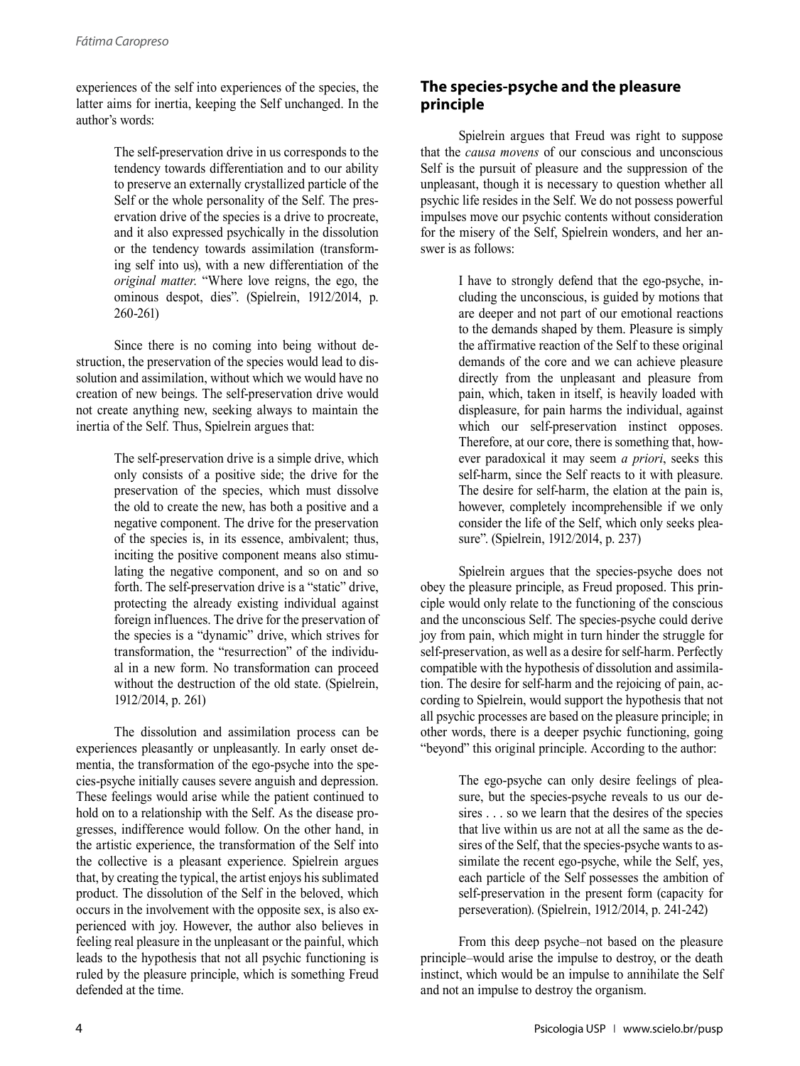experiences of the self into experiences of the species, the latter aims for inertia, keeping the Self unchanged. In the author's words:

> The self-preservation drive in us corresponds to the tendency towards differentiation and to our ability to preserve an externally crystallized particle of the Self or the whole personality of the Self. The preservation drive of the species is a drive to procreate, and it also expressed psychically in the dissolution or the tendency towards assimilation (transforming self into us), with a new differentiation of the *original matter*. "Where love reigns, the ego, the ominous despot, dies". (Spielrein, 1912/2014, p. 260-261)

Since there is no coming into being without destruction, the preservation of the species would lead to dissolution and assimilation, without which we would have no creation of new beings. The self-preservation drive would not create anything new, seeking always to maintain the inertia of the Self. Thus, Spielrein argues that:

> The self-preservation drive is a simple drive, which only consists of a positive side; the drive for the preservation of the species, which must dissolve the old to create the new, has both a positive and a negative component. The drive for the preservation of the species is, in its essence, ambivalent; thus, inciting the positive component means also stimulating the negative component, and so on and so forth. The self-preservation drive is a "static" drive, protecting the already existing individual against foreign influences. The drive for the preservation of the species is a "dynamic" drive, which strives for transformation, the "resurrection" of the individual in a new form. No transformation can proceed without the destruction of the old state. (Spielrein, 1912/2014, p. 261)

The dissolution and assimilation process can be experiences pleasantly or unpleasantly. In early onset dementia, the transformation of the ego-psyche into the species-psyche initially causes severe anguish and depression. These feelings would arise while the patient continued to hold on to a relationship with the Self. As the disease progresses, indifference would follow. On the other hand, in the artistic experience, the transformation of the Self into the collective is a pleasant experience. Spielrein argues that, by creating the typical, the artist enjoys his sublimated product. The dissolution of the Self in the beloved, which occurs in the involvement with the opposite sex, is also experienced with joy. However, the author also believes in feeling real pleasure in the unpleasant or the painful, which leads to the hypothesis that not all psychic functioning is ruled by the pleasure principle, which is something Freud defended at the time.

## The species-psyche and the pleasure principle

Spielrein argues that Freud was right to suppose that the *causa movens* of our conscious and unconscious Self is the pursuit of pleasure and the suppression of the unpleasant, though it is necessary to question whether all psychic life resides in the Self. We do not possess powerful impulses move our psychic contents without consideration for the misery of the Self, Spielrein wonders, and her answer is as follows:

> I have to strongly defend that the ego-psyche, including the unconscious, is guided by motions that are deeper and not part of our emotional reactions to the demands shaped by them. Pleasure is simply the affirmative reaction of the Self to these original demands of the core and we can achieve pleasure directly from the unpleasant and pleasure from pain, which, taken in itself, is heavily loaded with displeasure, for pain harms the individual, against which our self-preservation instinct opposes. Therefore, at our core, there is something that, however paradoxical it may seem *a priori*, seeks this self-harm, since the Self reacts to it with pleasure. The desire for self-harm, the elation at the pain is, however, completely incomprehensible if we only consider the life of the Self, which only seeks pleasure". (Spielrein, 1912/2014, p. 237)

Spielrein argues that the species-psyche does not obey the pleasure principle, as Freud proposed. This principle would only relate to the functioning of the conscious and the unconscious Self. The species-psyche could derive joy from pain, which might in turn hinder the struggle for self-preservation, as well as a desire for self-harm. Perfectly compatible with the hypothesis of dissolution and assimilation. The desire for self-harm and the rejoicing of pain, according to Spielrein, would support the hypothesis that not all psychic processes are based on the pleasure principle; in other words, there is a deeper psychic functioning, going "beyond" this original principle. According to the author:

> The ego-psyche can only desire feelings of pleasure, but the species-psyche reveals to us our desires . . . so we learn that the desires of the species that live within us are not at all the same as the desires of the Self, that the species-psyche wants to assimilate the recent ego-psyche, while the Self, yes, each particle of the Self possesses the ambition of self-preservation in the present form (capacity for perseveration). (Spielrein, 1912/2014, p. 241-242)

From this deep psyche–not based on the pleasure principle–would arise the impulse to destroy, or the death instinct, which would be an impulse to annihilate the Self and not an impulse to destroy the organism.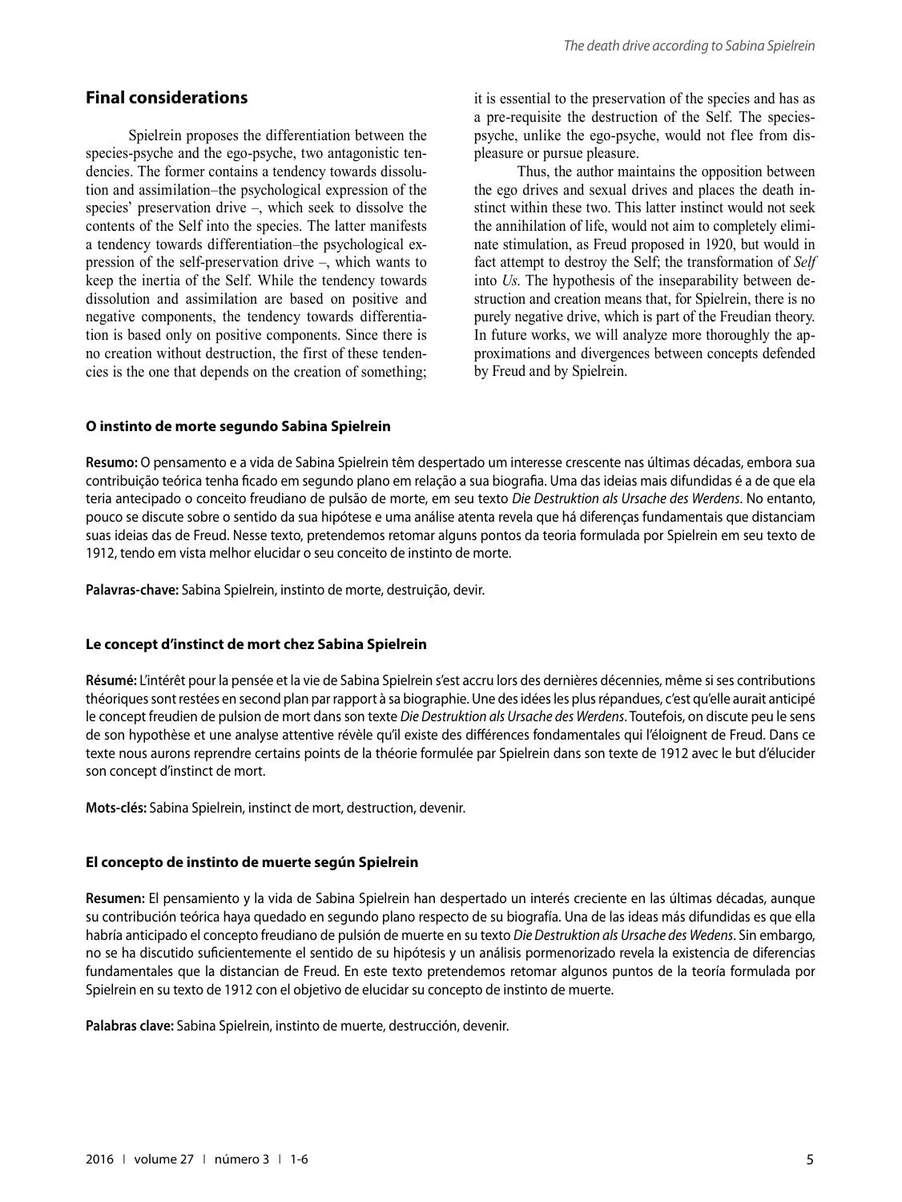## Final considerations

Spielrein proposes the differentiation between the species-psyche and the ego-psyche, two antagonistic tendencies. The former contains a tendency towards dissolution and assimilation–the psychological expression of the species' preservation drive –, which seek to dissolve the contents of the Self into the species. The latter manifests a tendency towards differentiation–the psychological expression of the self-preservation drive –, which wants to keep the inertia of the Self. While the tendency towards dissolution and assimilation are based on positive and negative components, the tendency towards differentiation is based only on positive components. Since there is no creation without destruction, the first of these tendencies is the one that depends on the creation of something; it is essential to the preservation of the species and has as a pre-requisite the destruction of the Self. The species-psyche, unlike the ego-psyche, would not flee from displeasure or pursue pleasure.

Thus, the author maintains the opposition between the ego drives and sexual drives and places the death instinct within these two. This latter instinct would not seek the annihilation of life, would not aim to completely eliminate stimulation, as Freud proposed in 1920, but would in fact attempt to destroy the Self; the transformation of *Self* into *Us*. The hypothesis of the inseparability between destruction and creation means that, for Spielrein, there is no purely negative drive, which is part of the Freudian theory. In future works, we will analyze more thoroughly the approximations and divergences between concepts defended by Freud and by Spielrein.

**O instinto de morte segundo Sabina Spielrein**

**Resumo:** O pensamento e a vida de Sabina Spielrein têm despertado um interesse crescente nas últimas décadas, embora sua contribuição teórica tenha ficado em segundo plano em relação a sua biografia. Uma das ideias mais difundidas é a de que ela teria antecipado o conceito freudiano de pulsão de morte, em seu texto *Die Destruktion als Ursache des Werdens*. No entanto, pouco se discute sobre o sentido da sua hipótese e uma análise atenta revela que há diferenças fundamentais que distanciam suas ideias das de Freud. Nesse texto, pretendemos retomar alguns pontos da teoria formulada por Spielrein em seu texto de 1912, tendo em vista melhor elucidar o seu conceito de instinto de morte.

**Palavras-chave:** Sabina Spielrein, instinto de morte, destruição, devir.

**Le concept d'instinct de mort chez Sabina Spielrein**

**Résumé:** L'intérêt pour la pensée et la vie de Sabina Spielrein s'est accru lors des dernières décennies, même si ses contributions théoriques sont restées en second plan par rapport à sa biographie. Une des idées les plus répandues, c'est qu'elle aurait anticipé le concept freudien de pulsion de mort dans son texte *Die Destruktion als Ursache des Werdens*. Toutefois, on discute peu le sens de son hypothèse et une analyse attentive révèle qu'il existe des différences fondamentales qui l'éloignent de Freud. Dans ce texte nous aurons reprendre certains points de la théorie formulée par Spielrein dans son texte de 1912 avec le but d'élucider son concept d'instinct de mort.

**Mots-clés:** Sabina Spielrein, instinct de mort, destruction, devenir.

**El concepto de instinto de muerte según Spielrein**

**Resumen:** El pensamiento y la vida de Sabina Spielrein han despertado un interés creciente en las últimas décadas, aunque su contribución teórica haya quedado en segundo plano respecto de su biografía. Una de las ideas más difundidas es que ella habría anticipado el concepto freudiano de pulsión de muerte en su texto *Die Destruktion als Ursache des Wedens*. Sin embargo, no se ha discutido suficientemente el sentido de su hipótesis y un análisis pormenorizado revela la existencia de diferencias fundamentales que la distancian de Freud. En este texto pretendemos retomar algunos puntos de la teoría formulada por Spielrein en su texto de 1912 con el objetivo de elucidar su concepto de instinto de muerte.

**Palabras clave:** Sabina Spielrein, instinto de muerte, destrucción, devenir.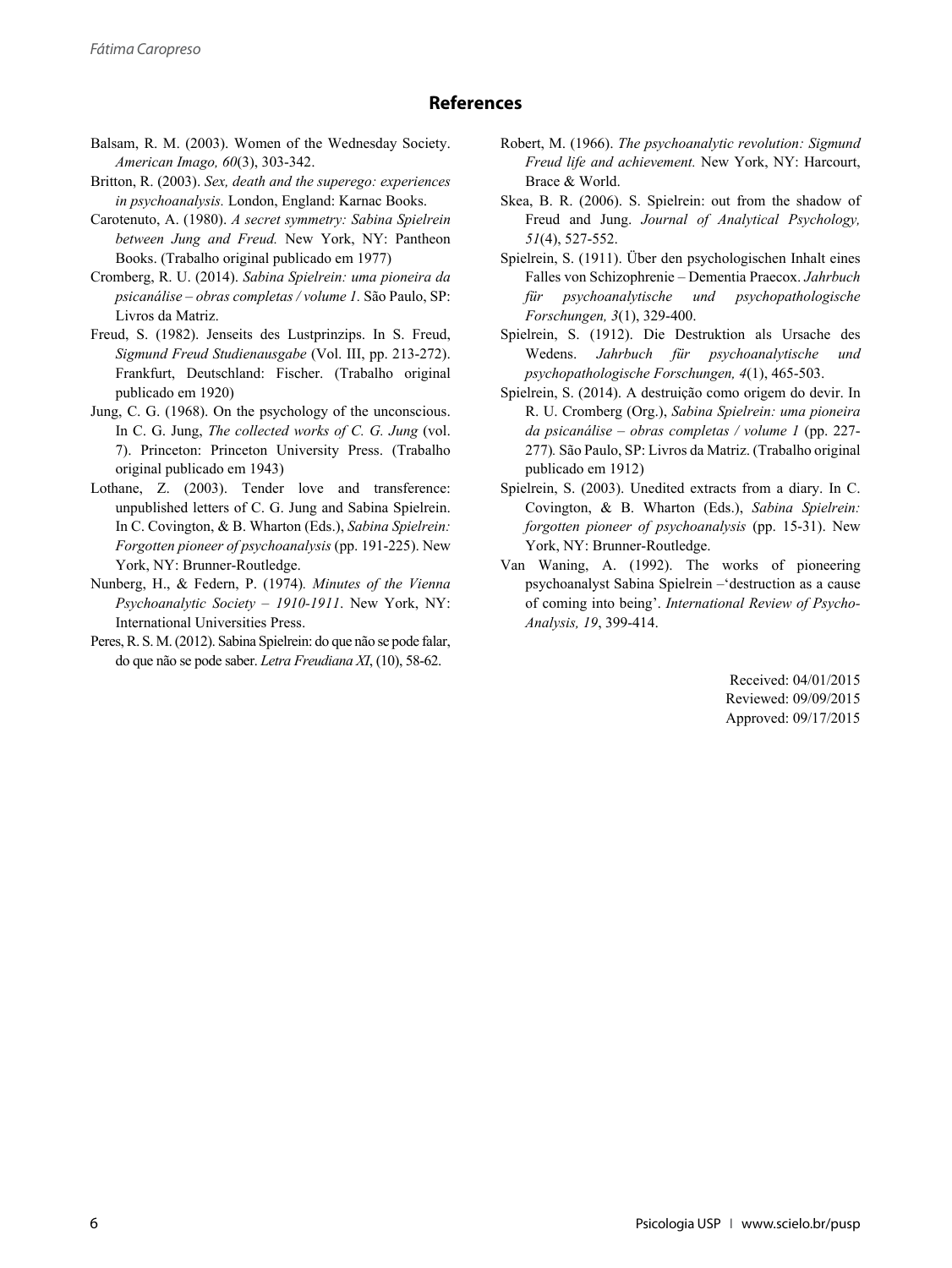## References

Balsam, R. M. (2003). Women of the Wednesday Society. *American Imago, 60*(3), 303-342.

Britton, R. (2003). *Sex, death and the superego: experiences in psychoanalysis.* London, England: Karnac Books.

Carotenuto, A. (1980). *A secret symmetry: Sabina Spielrein between Jung and Freud.* New York, NY: Pantheon Books. (Trabalho original publicado em 1977)

Cromberg, R. U. (2014). *Sabina Spielrein: uma pioneira da psicanálise – obras completas / volume 1.* São Paulo, SP: Livros da Matriz.

Freud, S. (1982). Jenseits des Lustprinzips. In S. Freud, *Sigmund Freud Studienausgabe* (Vol. III, pp. 213-272). Frankfurt, Deutschland: Fischer. (Trabalho original publicado em 1920)

Jung, C. G. (1968). On the psychology of the unconscious. In C. G. Jung, *The collected works of C. G. Jung* (vol. 7). Princeton: Princeton University Press. (Trabalho original publicado em 1943)

Lothane, Z. (2003). Tender love and transference: unpublished letters of C. G. Jung and Sabina Spielrein. In C. Covington, & B. Wharton (Eds.), *Sabina Spielrein: Forgotten pioneer of psychoanalysis* (pp. 191-225). New York, NY: Brunner-Routledge.

Nunberg, H., & Federn, P. (1974). *Minutes of the Vienna Psychoanalytic Society – 1910-1911*. New York, NY: International Universities Press.

Peres, R. S. M. (2012). Sabina Spielrein: do que não se pode falar, do que não se pode saber. *Letra Freudiana XI*, (10), 58-62.

Robert, M. (1966). *The psychoanalytic revolution: Sigmund Freud life and achievement.* New York, NY: Harcourt, Brace & World.

Skea, B. R. (2006). S. Spielrein: out from the shadow of Freud and Jung. *Journal of Analytical Psychology, 51*(4), 527-552.

Spielrein, S. (1911). Über den psychologischen Inhalt eines Falles von Schizophrenie – Dementia Praecox. *Jahrbuch für psychoanalytische und psychopathologische Forschungen, 3*(1), 329-400.

Spielrein, S. (1912). Die Destruktion als Ursache des Wedens. *Jahrbuch für psychoanalytische und psychopathologische Forschungen, 4*(1), 465-503.

Spielrein, S. (2014). A destruição como origem do devir. In R. U. Cromberg (Org.), *Sabina Spielrein: uma pioneira da psicanálise – obras completas / volume 1* (pp. 227-277). São Paulo, SP: Livros da Matriz. (Trabalho original publicado em 1912)

Spielrein, S. (2003). Unedited extracts from a diary. In C. Covington, & B. Wharton (Eds.), *Sabina Spielrein: forgotten pioneer of psychoanalysis* (pp. 15-31). New York, NY: Brunner-Routledge.

Van Waning, A. (1992). The works of pioneering psychoanalyst Sabina Spielrein –'destruction as a cause of coming into being'. *International Review of Psycho-Analysis, 19*, 399-414.

Received: 04/01/2015
Reviewed: 09/09/2015
Approved: 09/17/2015